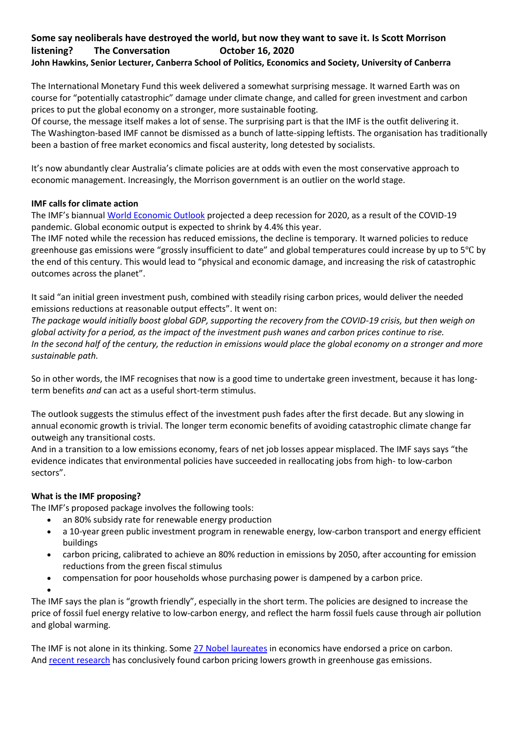**Some say neoliberals have destroyed the world, but now they want to save it. Is Scott Morrison listening? The Conversation October 16, 2020**
**John Hawkins, Senior Lecturer, Canberra School of Politics, Economics and Society, University of Canberra**

The International Monetary Fund this week delivered a somewhat surprising message. It warned Earth was on course for "potentially catastrophic" damage under climate change, and called for green investment and carbon prices to put the global economy on a stronger, more sustainable footing.
Of course, the message itself makes a lot of sense. The surprising part is that the IMF is the outfit delivering it. The Washington-based IMF cannot be dismissed as a bunch of latte-sipping leftists. The organisation has traditionally been a bastion of free market economics and fiscal austerity, long detested by socialists.

It's now abundantly clear Australia's climate policies are at odds with even the most conservative approach to economic management. Increasingly, the Morrison government is an outlier on the world stage.

**IMF calls for climate action**
The IMF's biannual World Economic Outlook projected a deep recession for 2020, as a result of the COVID-19 pandemic. Global economic output is expected to shrink by 4.4% this year.
The IMF noted while the recession has reduced emissions, the decline is temporary. It warned policies to reduce greenhouse gas emissions were "grossly insufficient to date" and global temperatures could increase by up to 5℃ by the end of this century. This would lead to "physical and economic damage, and increasing the risk of catastrophic outcomes across the planet".

It said "an initial green investment push, combined with steadily rising carbon prices, would deliver the needed emissions reductions at reasonable output effects". It went on:
*The package would initially boost global GDP, supporting the recovery from the COVID-19 crisis, but then weigh on global activity for a period, as the impact of the investment push wanes and carbon prices continue to rise.*
*In the second half of the century, the reduction in emissions would place the global economy on a stronger and more sustainable path.*

So in other words, the IMF recognises that now is a good time to undertake green investment, because it has long-term benefits *and* can act as a useful short-term stimulus.

The outlook suggests the stimulus effect of the investment push fades after the first decade. But any slowing in annual economic growth is trivial. The longer term economic benefits of avoiding catastrophic climate change far outweigh any transitional costs.
And in a transition to a low emissions economy, fears of net job losses appear misplaced. The IMF says says "the evidence indicates that environmental policies have succeeded in reallocating jobs from high- to low-carbon sectors".

**What is the IMF proposing?**
The IMF's proposed package involves the following tools:

- an 80% subsidy rate for renewable energy production
- a 10-year green public investment program in renewable energy, low-carbon transport and energy efficient buildings
- carbon pricing, calibrated to achieve an 80% reduction in emissions by 2050, after accounting for emission reductions from the green fiscal stimulus
- compensation for poor households whose purchasing power is dampened by a carbon price.

The IMF says the plan is "growth friendly", especially in the short term. The policies are designed to increase the price of fossil fuel energy relative to low-carbon energy, and reflect the harm fossil fuels cause through air pollution and global warming.

The IMF is not alone in its thinking. Some 27 Nobel laureates in economics have endorsed a price on carbon. And recent research has conclusively found carbon pricing lowers growth in greenhouse gas emissions.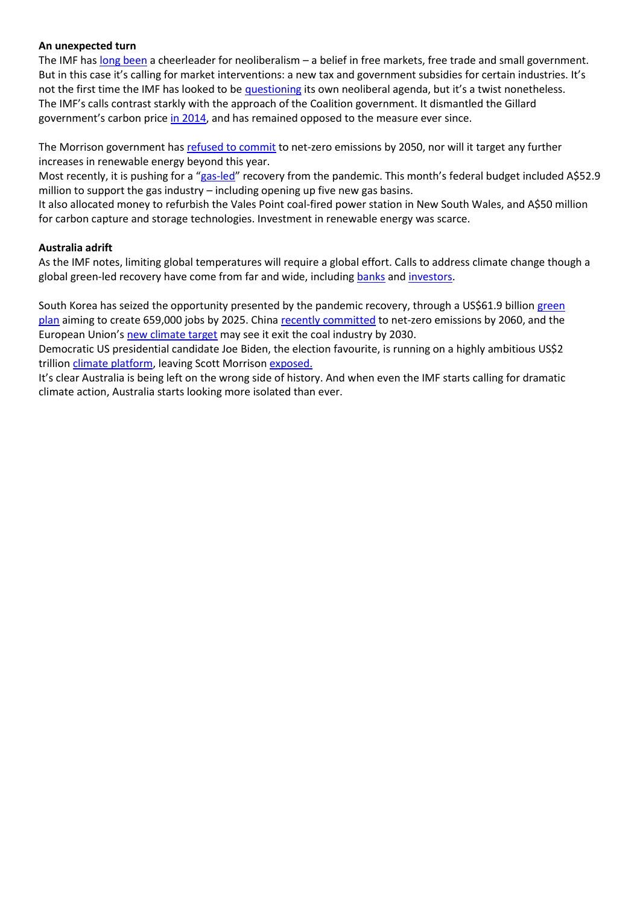**An unexpected turn**

The IMF has long been a cheerleader for neoliberalism – a belief in free markets, free trade and small government. But in this case it's calling for market interventions: a new tax and government subsidies for certain industries. It's not the first time the IMF has looked to be questioning its own neoliberal agenda, but it's a twist nonetheless.

The IMF's calls contrast starkly with the approach of the Coalition government. It dismantled the Gillard government's carbon price in 2014, and has remained opposed to the measure ever since.

The Morrison government has refused to commit to net-zero emissions by 2050, nor will it target any further increases in renewable energy beyond this year.

Most recently, it is pushing for a "gas-led" recovery from the pandemic. This month's federal budget included A$52.9 million to support the gas industry – including opening up five new gas basins.

It also allocated money to refurbish the Vales Point coal-fired power station in New South Wales, and A$50 million for carbon capture and storage technologies. Investment in renewable energy was scarce.

**Australia adrift**

As the IMF notes, limiting global temperatures will require a global effort. Calls to address climate change though a global green-led recovery have come from far and wide, including banks and investors.

South Korea has seized the opportunity presented by the pandemic recovery, through a US$61.9 billion green plan aiming to create 659,000 jobs by 2025. China recently committed to net-zero emissions by 2060, and the European Union's new climate target may see it exit the coal industry by 2030.

Democratic US presidential candidate Joe Biden, the election favourite, is running on a highly ambitious US$2 trillion climate platform, leaving Scott Morrison exposed.

It's clear Australia is being left on the wrong side of history. And when even the IMF starts calling for dramatic climate action, Australia starts looking more isolated than ever.